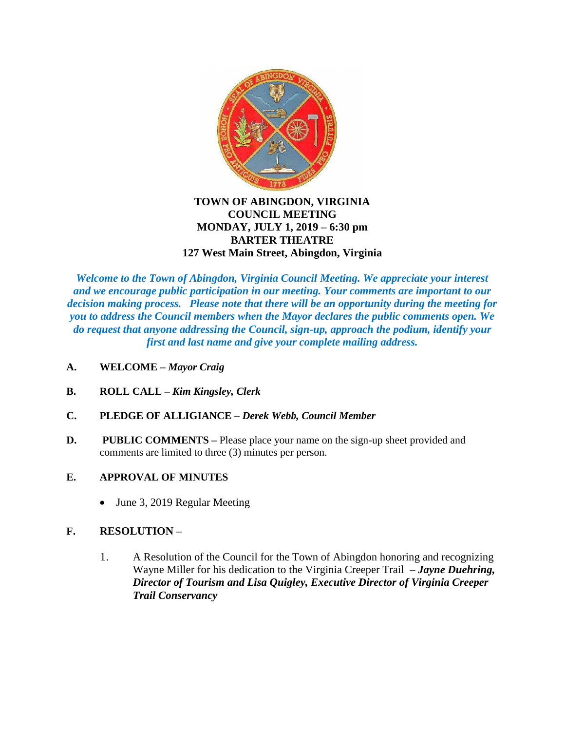# TOWN OF ABINGDON, VIRGINIA
## COUNCIL MEETING
## MONDAY, JULY 1, 2019 – 6:30 pm
## BARTER THEATRE
## 127 West Main Street, Abingdon, Virginia

***Welcome to the Town of Abingdon, Virginia Council Meeting. We appreciate your interest and we encourage public participation in our meeting. Your comments are important to our decision making process. Please note that there will be an opportunity during the meeting for you to address the Council members when the Mayor declares the public comments open. We do request that anyone addressing the Council, sign-up, approach the podium, identify your first and last name and give your complete mailing address.***

**A. WELCOME –** ***Mayor Craig***

**B. ROLL CALL –** ***Kim Kingsley, Clerk***

**C. PLEDGE OF ALLIGIANCE –** ***Derek Webb, Council Member***

**D. PUBLIC COMMENTS –** Please place your name on the sign-up sheet provided and comments are limited to three (3) minutes per person.

**E. APPROVAL OF MINUTES**

- June 3, 2019 Regular Meeting

**F. RESOLUTION –**

1. A Resolution of the Council for the Town of Abingdon honoring and recognizing Wayne Miller for his dedication to the Virginia Creeper Trail – ***Jayne Duehring, Director of Tourism and Lisa Quigley, Executive Director of Virginia Creeper Trail Conservancy***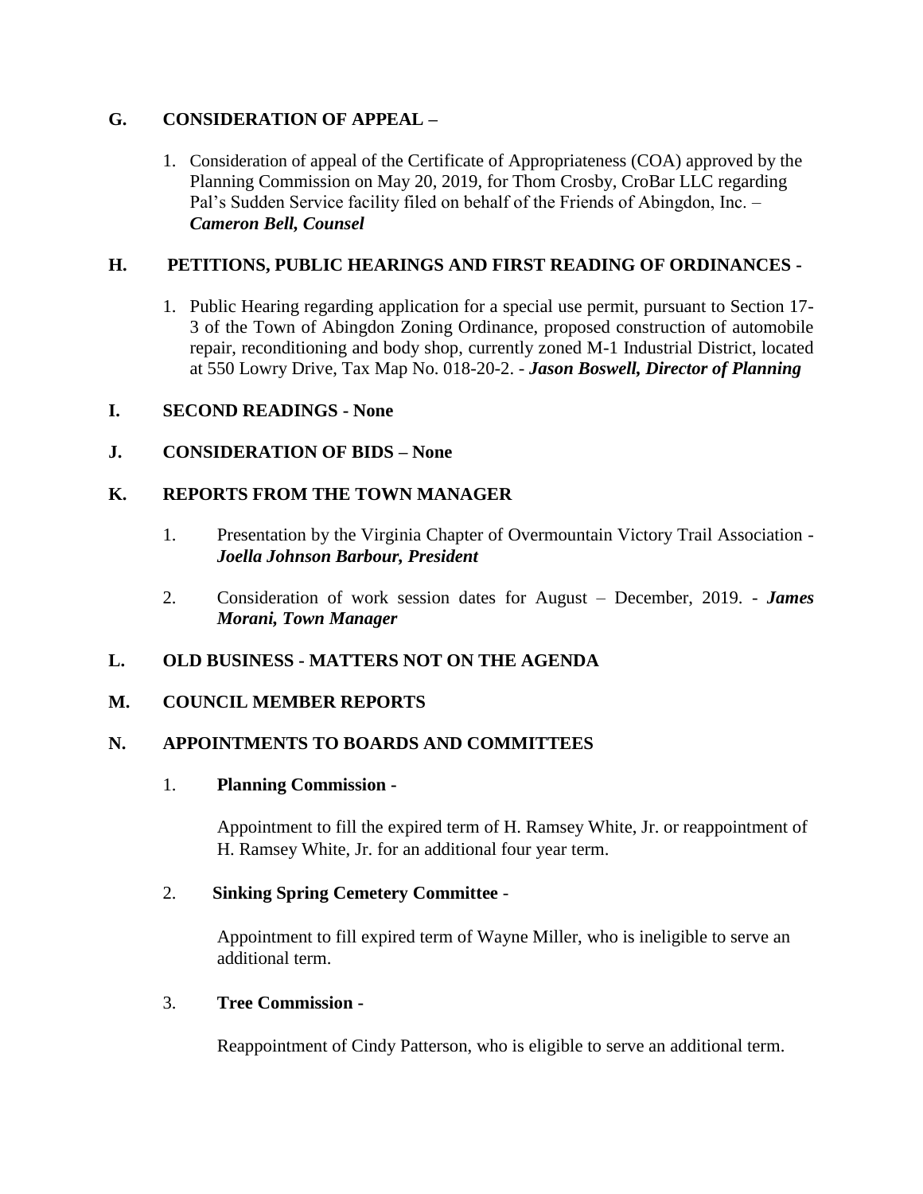## G. CONSIDERATION OF APPEAL –

1. Consideration of appeal of the Certificate of Appropriateness (COA) approved by the Planning Commission on May 20, 2019, for Thom Crosby, CroBar LLC regarding Pal's Sudden Service facility filed on behalf of the Friends of Abingdon, Inc. – ***Cameron Bell, Counsel***

## H. PETITIONS, PUBLIC HEARINGS AND FIRST READING OF ORDINANCES -

1. Public Hearing regarding application for a special use permit, pursuant to Section 17-3 of the Town of Abingdon Zoning Ordinance, proposed construction of automobile repair, reconditioning and body shop, currently zoned M-1 Industrial District, located at 550 Lowry Drive, Tax Map No. 018-20-2. - ***Jason Boswell, Director of Planning***

## I. SECOND READINGS - None

## J. CONSIDERATION OF BIDS – None

## K. REPORTS FROM THE TOWN MANAGER

1. Presentation by the Virginia Chapter of Overmountain Victory Trail Association - ***Joella Johnson Barbour, President***

2. Consideration of work session dates for August – December, 2019. - ***James Morani, Town Manager***

## L. OLD BUSINESS - MATTERS NOT ON THE AGENDA

## M. COUNCIL MEMBER REPORTS

## N. APPOINTMENTS TO BOARDS AND COMMITTEES

1. **Planning Commission -**

   Appointment to fill the expired term of H. Ramsey White, Jr. or reappointment of H. Ramsey White, Jr. for an additional four year term.

2. **Sinking Spring Cemetery Committee** -

   Appointment to fill expired term of Wayne Miller, who is ineligible to serve an additional term.

3. **Tree Commission -**

   Reappointment of Cindy Patterson, who is eligible to serve an additional term.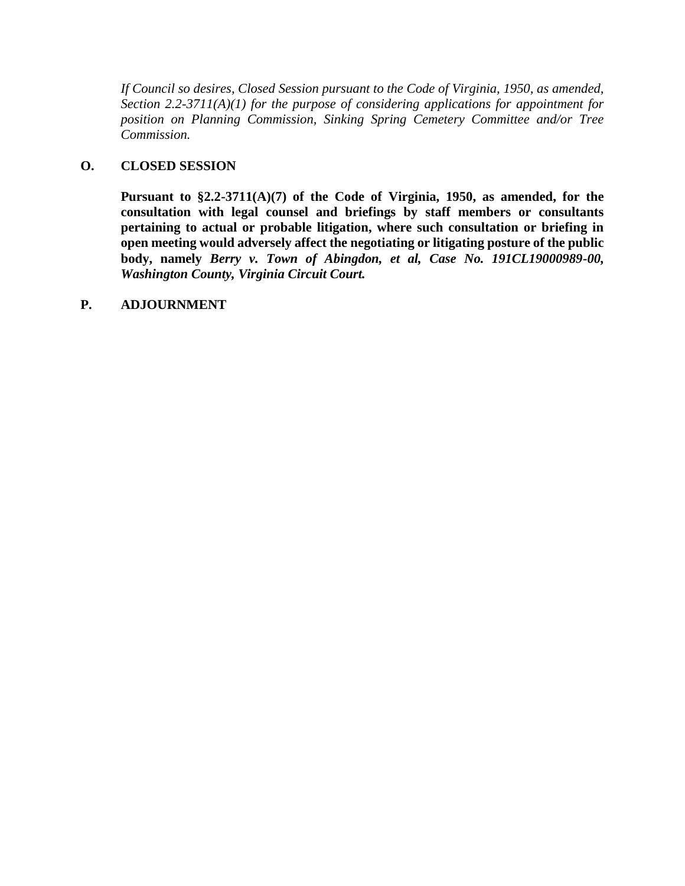*If Council so desires, Closed Session pursuant to the Code of Virginia, 1950, as amended, Section 2.2-3711(A)(1) for the purpose of considering applications for appointment for position on Planning Commission, Sinking Spring Cemetery Committee and/or Tree Commission.*

## O. CLOSED SESSION

**Pursuant to §2.2-3711(A)(7) of the Code of Virginia, 1950, as amended, for the consultation with legal counsel and briefings by staff members or consultants pertaining to actual or probable litigation, where such consultation or briefing in open meeting would adversely affect the negotiating or litigating posture of the public body, namely *Berry v. Town of Abingdon, et al, Case No. 191CL19000989-00, Washington County, Virginia Circuit Court.***

## P. ADJOURNMENT